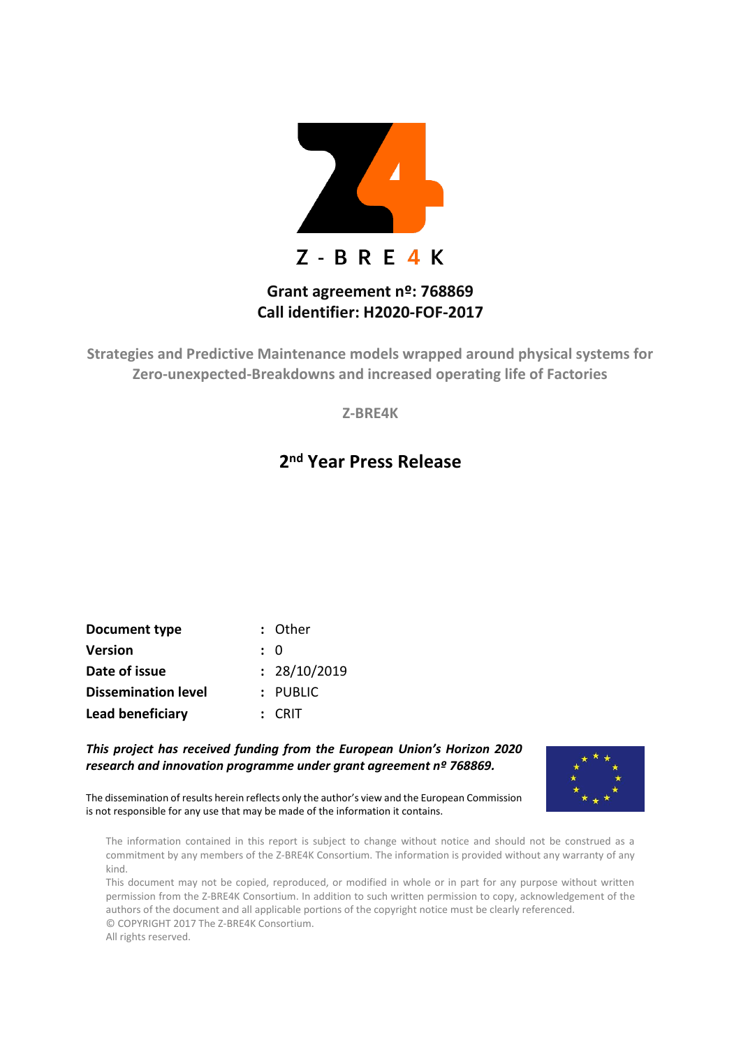Z - BRE4K

**Grant agreement nº: 768869**
**Call identifier: H2020-FOF-2017**

**Strategies and Predictive Maintenance models wrapped around physical systems for Zero-unexpected-Breakdowns and increased operating life of Factories**

**Z-BRE4K**

# 2nd Year Press Release

| | |
|---|---|
| **Document type** | : Other |
| **Version** | : 0 |
| **Date of issue** | : 28/10/2019 |
| **Dissemination level** | : PUBLIC |
| **Lead beneficiary** | : CRIT |

***This project has received funding from the European Union's Horizon 2020 research and innovation programme under grant agreement nº 768869.***

The dissemination of results herein reflects only the author's view and the European Commission is not responsible for any use that may be made of the information it contains.

The information contained in this report is subject to change without notice and should not be construed as a commitment by any members of the Z-BRE4K Consortium. The information is provided without any warranty of any kind.

This document may not be copied, reproduced, or modified in whole or in part for any purpose without written permission from the Z-BRE4K Consortium. In addition to such written permission to copy, acknowledgement of the authors of the document and all applicable portions of the copyright notice must be clearly referenced.

© COPYRIGHT 2017 The Z-BRE4K Consortium.

All rights reserved.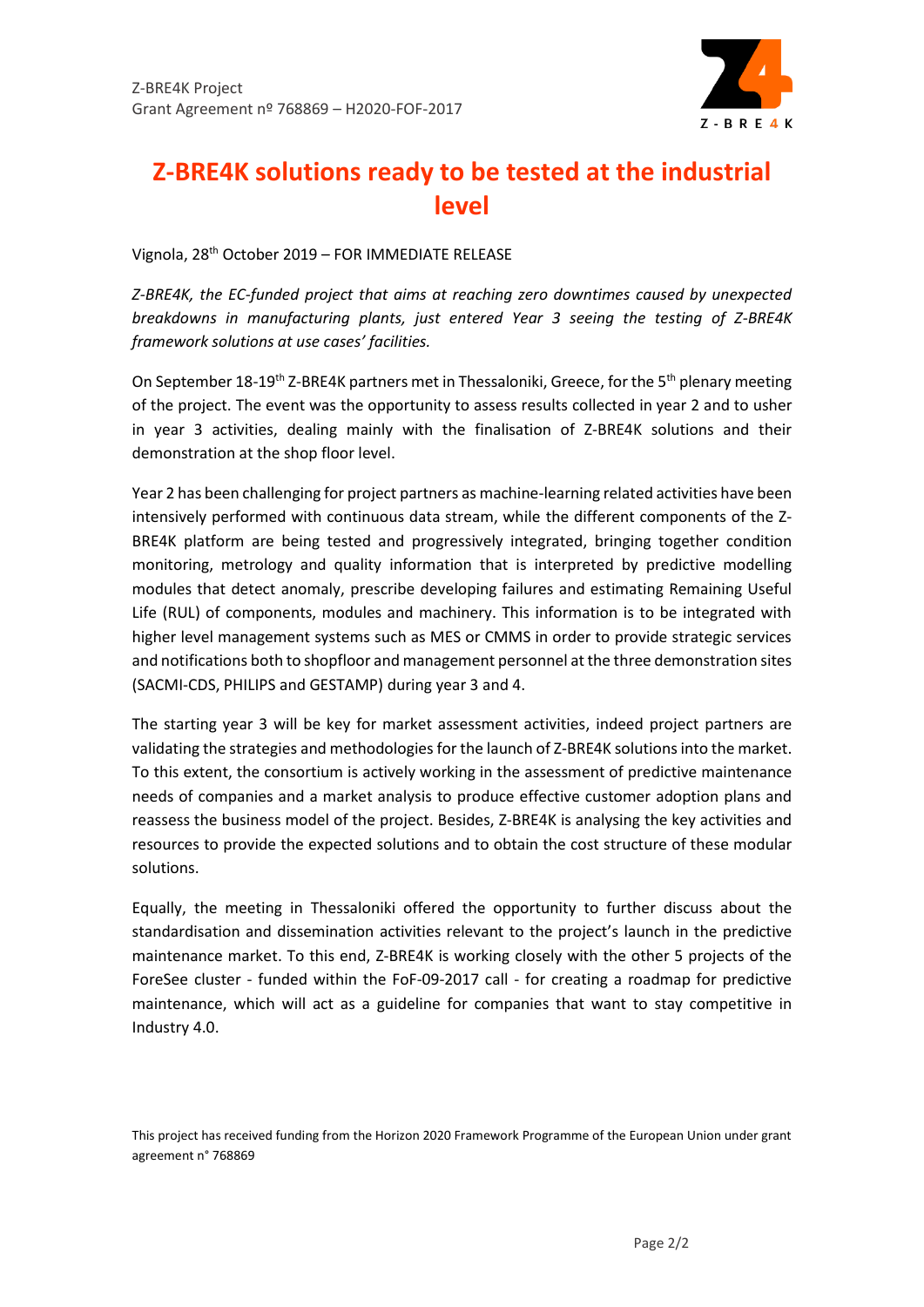Z-BRE4K Project
Grant Agreement nº 768869 – H2020-FOF-2017

# Z-BRE4K solutions ready to be tested at the industrial level

Vignola, 28th October 2019 – FOR IMMEDIATE RELEASE

*Z-BRE4K, the EC-funded project that aims at reaching zero downtimes caused by unexpected breakdowns in manufacturing plants, just entered Year 3 seeing the testing of Z-BRE4K framework solutions at use cases' facilities.*

On September 18-19th Z-BRE4K partners met in Thessaloniki, Greece, for the 5th plenary meeting of the project. The event was the opportunity to assess results collected in year 2 and to usher in year 3 activities, dealing mainly with the finalisation of Z-BRE4K solutions and their demonstration at the shop floor level.

Year 2 has been challenging for project partners as machine-learning related activities have been intensively performed with continuous data stream, while the different components of the Z-BRE4K platform are being tested and progressively integrated, bringing together condition monitoring, metrology and quality information that is interpreted by predictive modelling modules that detect anomaly, prescribe developing failures and estimating Remaining Useful Life (RUL) of components, modules and machinery. This information is to be integrated with higher level management systems such as MES or CMMS in order to provide strategic services and notifications both to shopfloor and management personnel at the three demonstration sites (SACMI-CDS, PHILIPS and GESTAMP) during year 3 and 4.

The starting year 3 will be key for market assessment activities, indeed project partners are validating the strategies and methodologies for the launch of Z-BRE4K solutions into the market. To this extent, the consortium is actively working in the assessment of predictive maintenance needs of companies and a market analysis to produce effective customer adoption plans and reassess the business model of the project. Besides, Z-BRE4K is analysing the key activities and resources to provide the expected solutions and to obtain the cost structure of these modular solutions.

Equally, the meeting in Thessaloniki offered the opportunity to further discuss about the standardisation and dissemination activities relevant to the project's launch in the predictive maintenance market. To this end, Z-BRE4K is working closely with the other 5 projects of the ForeSee cluster - funded within the FoF-09-2017 call - for creating a roadmap for predictive maintenance, which will act as a guideline for companies that want to stay competitive in Industry 4.0.

This project has received funding from the Horizon 2020 Framework Programme of the European Union under grant agreement n° 768869